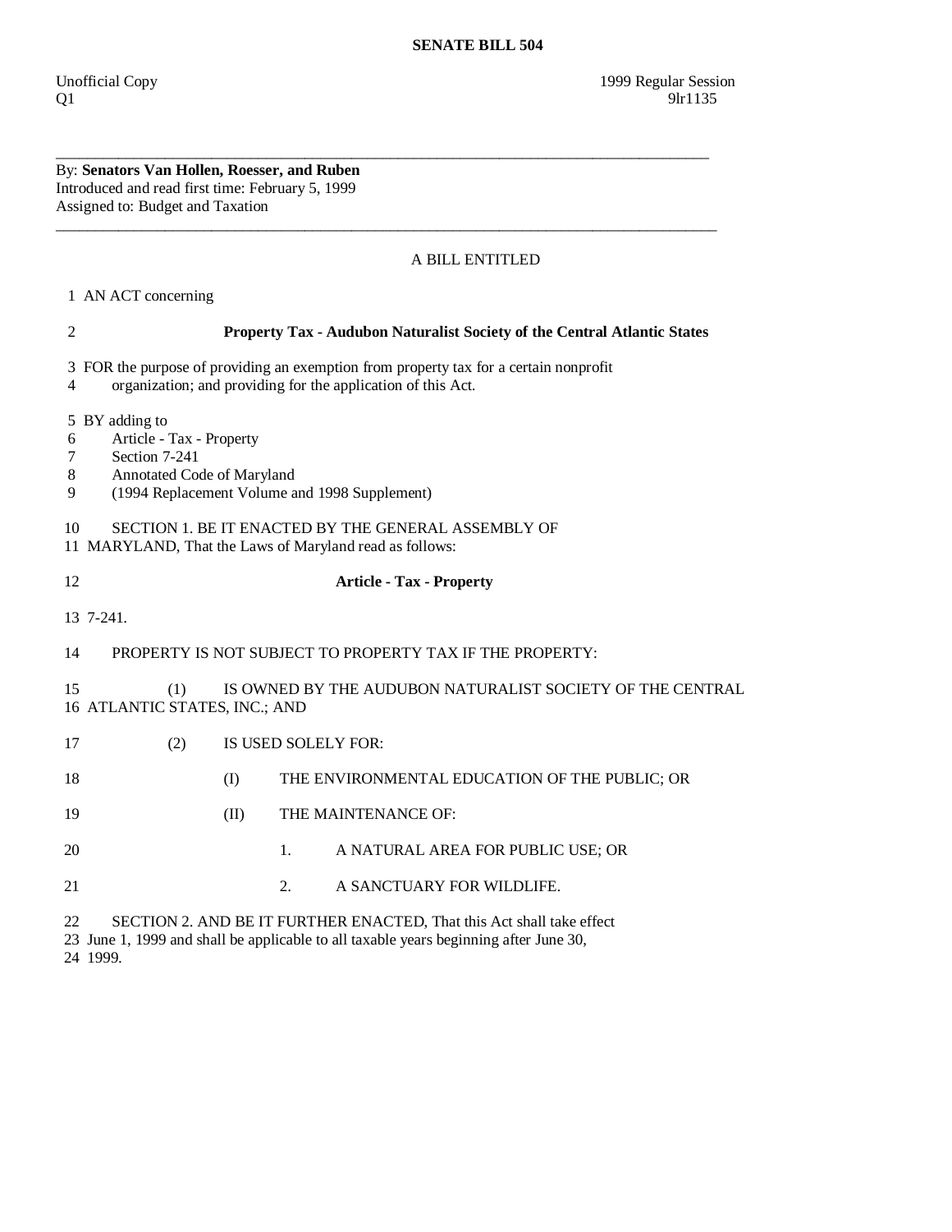# SENATE BILL 504

Unofficial Copy 1999 Regular Session
Q1 9lr1135

---

By: **Senators Van Hollen, Roesser, and Ruben**
Introduced and read first time: February 5, 1999
Assigned to: Budget and Taxation

---

A BILL ENTITLED

1 AN ACT concerning

2 **Property Tax - Audubon Naturalist Society of the Central Atlantic States**

3 FOR the purpose of providing an exemption from property tax for a certain nonprofit
4 organization; and providing for the application of this Act.

5 BY adding to
6 Article - Tax - Property
7 Section 7-241
8 Annotated Code of Maryland
9 (1994 Replacement Volume and 1998 Supplement)

10 SECTION 1. BE IT ENACTED BY THE GENERAL ASSEMBLY OF
11 MARYLAND, That the Laws of Maryland read as follows:

12 **Article - Tax - Property**

13 7-241.

14 PROPERTY IS NOT SUBJECT TO PROPERTY TAX IF THE PROPERTY:

15 (1) IS OWNED BY THE AUDUBON NATURALIST SOCIETY OF THE CENTRAL
16 ATLANTIC STATES, INC.; AND

17 (2) IS USED SOLELY FOR:

18 (I) THE ENVIRONMENTAL EDUCATION OF THE PUBLIC; OR

19 (II) THE MAINTENANCE OF:

20 1. A NATURAL AREA FOR PUBLIC USE; OR

21 2. A SANCTUARY FOR WILDLIFE.

22 SECTION 2. AND BE IT FURTHER ENACTED, That this Act shall take effect
23 June 1, 1999 and shall be applicable to all taxable years beginning after June 30,
24 1999.